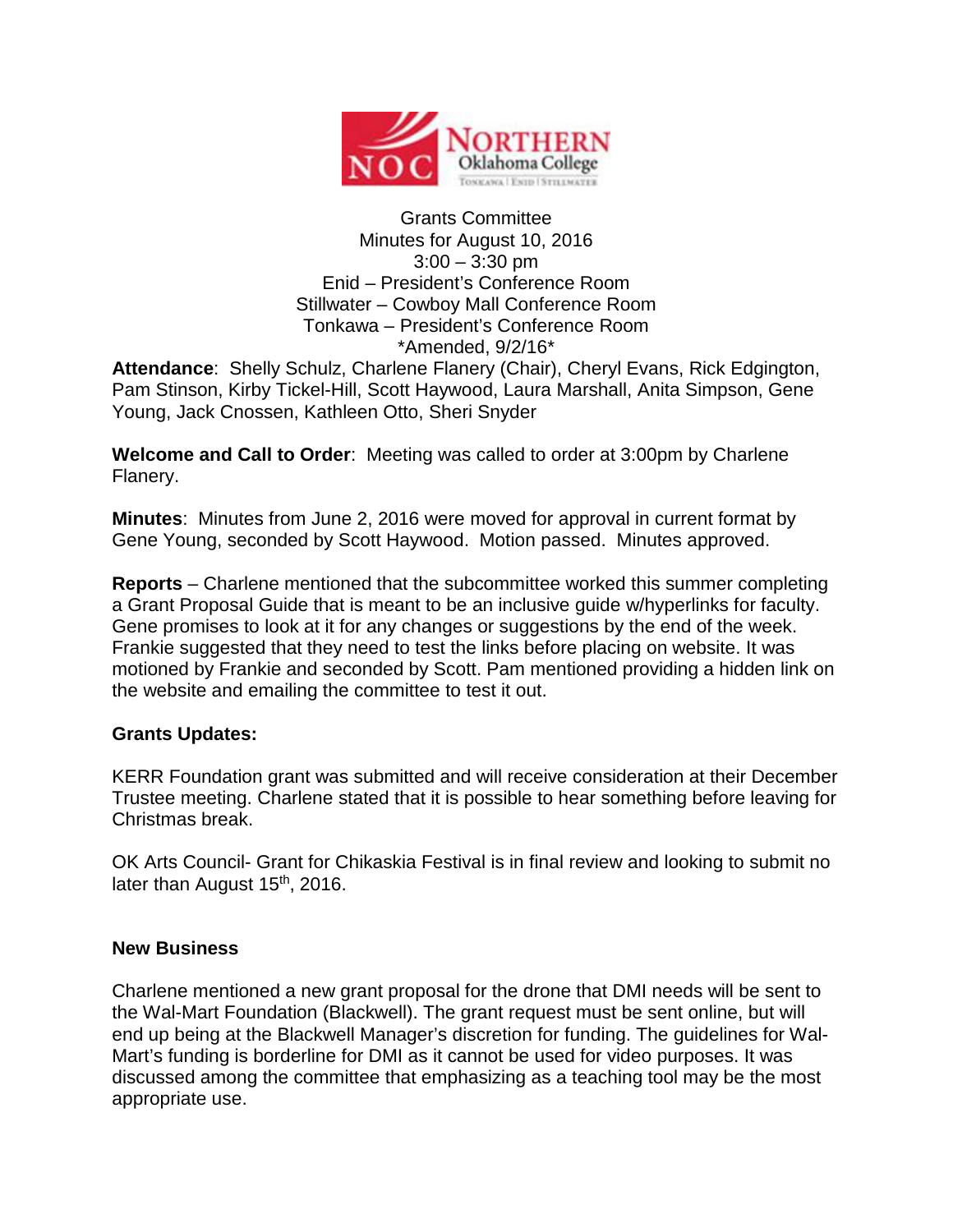Grants Committee
Minutes for August 10, 2016
3:00 – 3:30 pm
Enid – President's Conference Room
Stillwater – Cowboy Mall Conference Room
Tonkawa – President's Conference Room
*Amended, 9/2/16*

**Attendance**: Shelly Schulz, Charlene Flanery (Chair), Cheryl Evans, Rick Edgington, Pam Stinson, Kirby Tickel-Hill, Scott Haywood, Laura Marshall, Anita Simpson, Gene Young, Jack Cnossen, Kathleen Otto, Sheri Snyder

**Welcome and Call to Order**: Meeting was called to order at 3:00pm by Charlene Flanery.

**Minutes**: Minutes from June 2, 2016 were moved for approval in current format by Gene Young, seconded by Scott Haywood. Motion passed. Minutes approved.

**Reports** – Charlene mentioned that the subcommittee worked this summer completing a Grant Proposal Guide that is meant to be an inclusive guide w/hyperlinks for faculty. Gene promises to look at it for any changes or suggestions by the end of the week. Frankie suggested that they need to test the links before placing on website. It was motioned by Frankie and seconded by Scott. Pam mentioned providing a hidden link on the website and emailing the committee to test it out.

**Grants Updates:**

KERR Foundation grant was submitted and will receive consideration at their December Trustee meeting. Charlene stated that it is possible to hear something before leaving for Christmas break.

OK Arts Council- Grant for Chikaskia Festival is in final review and looking to submit no later than August 15th, 2016.

**New Business**

Charlene mentioned a new grant proposal for the drone that DMI needs will be sent to the Wal-Mart Foundation (Blackwell). The grant request must be sent online, but will end up being at the Blackwell Manager's discretion for funding. The guidelines for Wal-Mart's funding is borderline for DMI as it cannot be used for video purposes. It was discussed among the committee that emphasizing as a teaching tool may be the most appropriate use.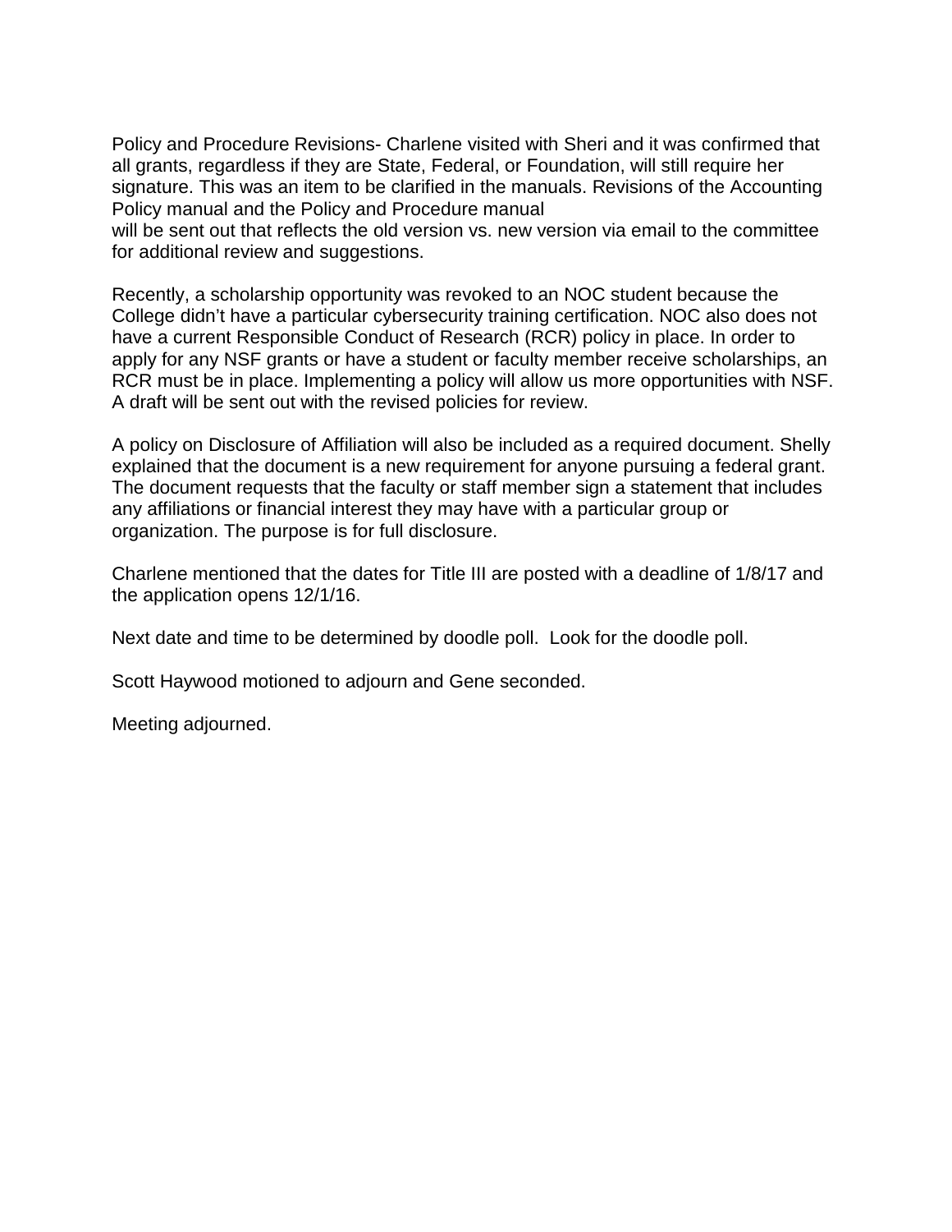Policy and Procedure Revisions- Charlene visited with Sheri and it was confirmed that all grants, regardless if they are State, Federal, or Foundation, will still require her signature. This was an item to be clarified in the manuals. Revisions of the Accounting Policy manual and the Policy and Procedure manual
will be sent out that reflects the old version vs. new version via email to the committee for additional review and suggestions.

Recently, a scholarship opportunity was revoked to an NOC student because the College didn't have a particular cybersecurity training certification. NOC also does not have a current Responsible Conduct of Research (RCR) policy in place. In order to apply for any NSF grants or have a student or faculty member receive scholarships, an RCR must be in place. Implementing a policy will allow us more opportunities with NSF. A draft will be sent out with the revised policies for review.

A policy on Disclosure of Affiliation will also be included as a required document. Shelly explained that the document is a new requirement for anyone pursuing a federal grant. The document requests that the faculty or staff member sign a statement that includes any affiliations or financial interest they may have with a particular group or organization. The purpose is for full disclosure.

Charlene mentioned that the dates for Title III are posted with a deadline of 1/8/17 and the application opens 12/1/16.

Next date and time to be determined by doodle poll. Look for the doodle poll.

Scott Haywood motioned to adjourn and Gene seconded.

Meeting adjourned.